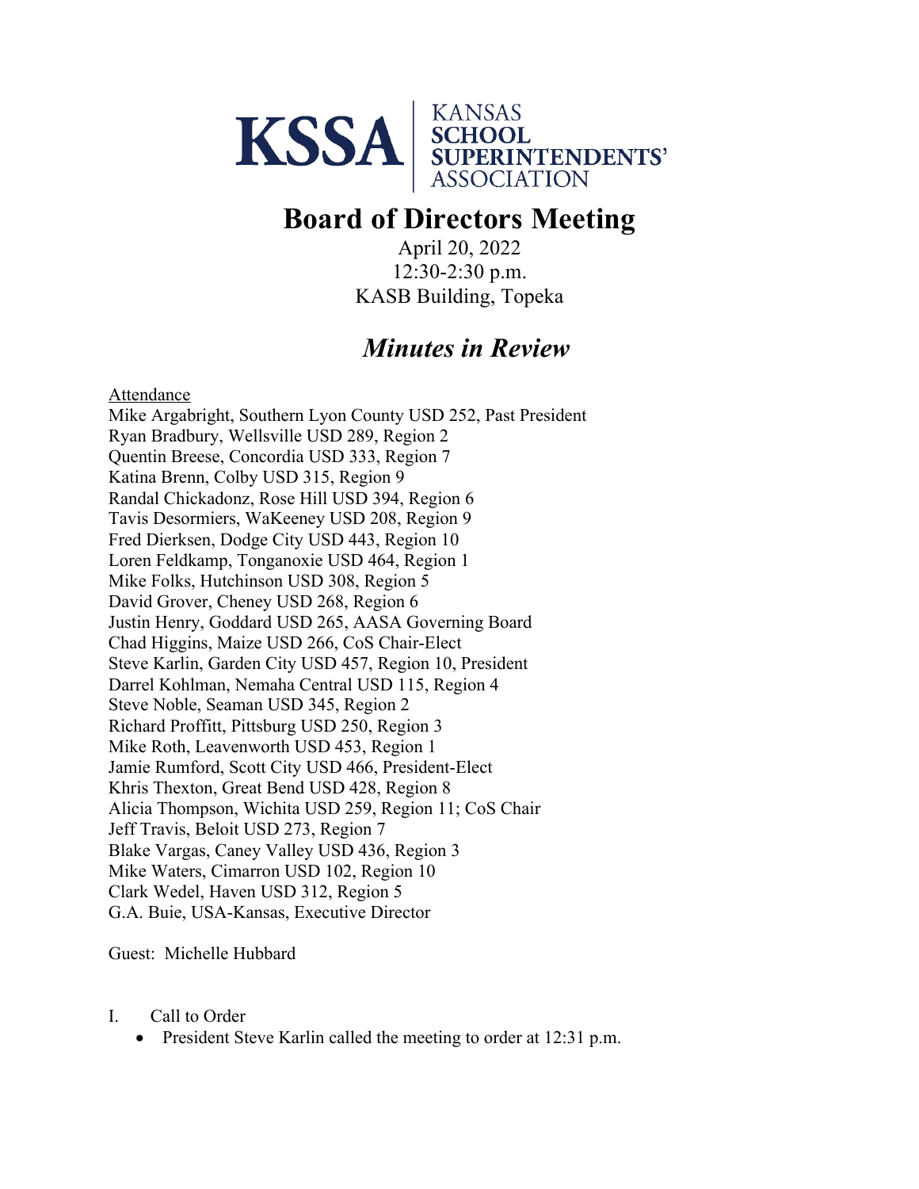KSSA | KANSAS SCHOOL SUPERINTENDENTS' ASSOCIATION

# Board of Directors Meeting

April 20, 2022
12:30-2:30 p.m.
KASB Building, Topeka

## *Minutes in Review*

<u>Attendance</u>
Mike Argabright, Southern Lyon County USD 252, Past President
Ryan Bradbury, Wellsville USD 289, Region 2
Quentin Breese, Concordia USD 333, Region 7
Katina Brenn, Colby USD 315, Region 9
Randal Chickadonz, Rose Hill USD 394, Region 6
Tavis Desormiers, WaKeeney USD 208, Region 9
Fred Dierksen, Dodge City USD 443, Region 10
Loren Feldkamp, Tonganoxie USD 464, Region 1
Mike Folks, Hutchinson USD 308, Region 5
David Grover, Cheney USD 268, Region 6
Justin Henry, Goddard USD 265, AASA Governing Board
Chad Higgins, Maize USD 266, CoS Chair-Elect
Steve Karlin, Garden City USD 457, Region 10, President
Darrel Kohlman, Nemaha Central USD 115, Region 4
Steve Noble, Seaman USD 345, Region 2
Richard Proffitt, Pittsburg USD 250, Region 3
Mike Roth, Leavenworth USD 453, Region 1
Jamie Rumford, Scott City USD 466, President-Elect
Khris Thexton, Great Bend USD 428, Region 8
Alicia Thompson, Wichita USD 259, Region 11; CoS Chair
Jeff Travis, Beloit USD 273, Region 7
Blake Vargas, Caney Valley USD 436, Region 3
Mike Waters, Cimarron USD 102, Region 10
Clark Wedel, Haven USD 312, Region 5
G.A. Buie, USA-Kansas, Executive Director

Guest: Michelle Hubbard

I. Call to Order
- President Steve Karlin called the meeting to order at 12:31 p.m.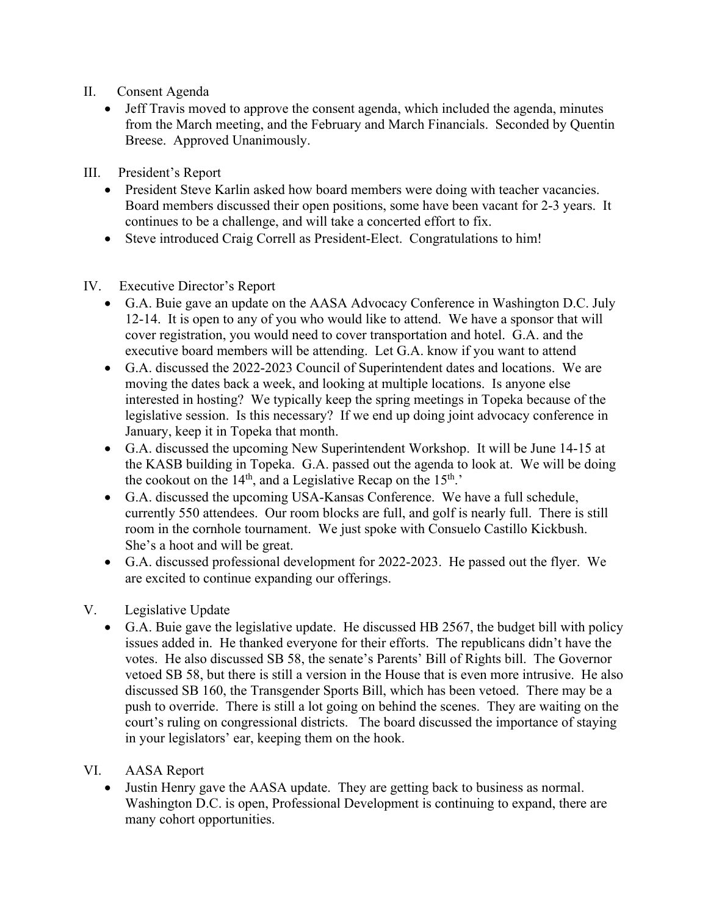II. Consent Agenda

- Jeff Travis moved to approve the consent agenda, which included the agenda, minutes from the March meeting, and the February and March Financials. Seconded by Quentin Breese. Approved Unanimously.

III. President's Report

- President Steve Karlin asked how board members were doing with teacher vacancies. Board members discussed their open positions, some have been vacant for 2-3 years. It continues to be a challenge, and will take a concerted effort to fix.
- Steve introduced Craig Correll as President-Elect. Congratulations to him!

IV. Executive Director's Report

- G.A. Buie gave an update on the AASA Advocacy Conference in Washington D.C. July 12-14. It is open to any of you who would like to attend. We have a sponsor that will cover registration, you would need to cover transportation and hotel. G.A. and the executive board members will be attending. Let G.A. know if you want to attend
- G.A. discussed the 2022-2023 Council of Superintendent dates and locations. We are moving the dates back a week, and looking at multiple locations. Is anyone else interested in hosting? We typically keep the spring meetings in Topeka because of the legislative session. Is this necessary? If we end up doing joint advocacy conference in January, keep it in Topeka that month.
- G.A. discussed the upcoming New Superintendent Workshop. It will be June 14-15 at the KASB building in Topeka. G.A. passed out the agenda to look at. We will be doing the cookout on the 14th, and a Legislative Recap on the 15th.'
- G.A. discussed the upcoming USA-Kansas Conference. We have a full schedule, currently 550 attendees. Our room blocks are full, and golf is nearly full. There is still room in the cornhole tournament. We just spoke with Consuelo Castillo Kickbush. She's a hoot and will be great.
- G.A. discussed professional development for 2022-2023. He passed out the flyer. We are excited to continue expanding our offerings.

V. Legislative Update

- G.A. Buie gave the legislative update. He discussed HB 2567, the budget bill with policy issues added in. He thanked everyone for their efforts. The republicans didn't have the votes. He also discussed SB 58, the senate's Parents' Bill of Rights bill. The Governor vetoed SB 58, but there is still a version in the House that is even more intrusive. He also discussed SB 160, the Transgender Sports Bill, which has been vetoed. There may be a push to override. There is still a lot going on behind the scenes. They are waiting on the court's ruling on congressional districts. The board discussed the importance of staying in your legislators' ear, keeping them on the hook.

VI. AASA Report

- Justin Henry gave the AASA update. They are getting back to business as normal. Washington D.C. is open, Professional Development is continuing to expand, there are many cohort opportunities.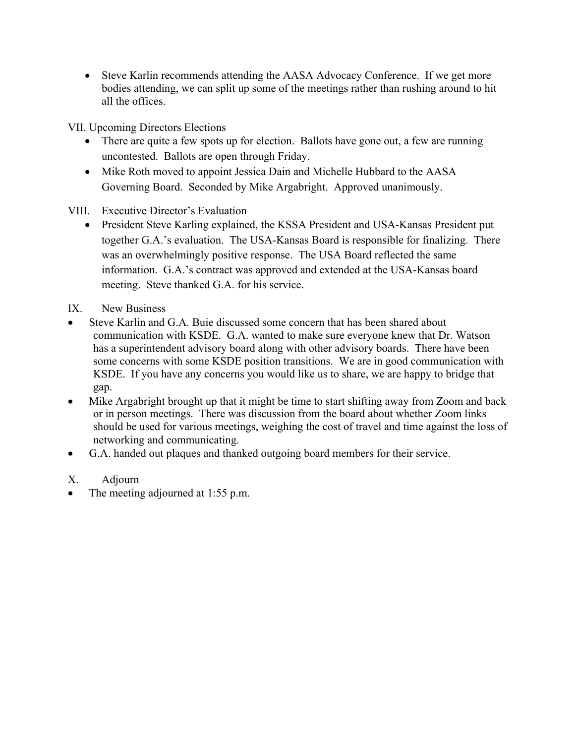- Steve Karlin recommends attending the AASA Advocacy Conference. If we get more bodies attending, we can split up some of the meetings rather than rushing around to hit all the offices.

VII. Upcoming Directors Elections

- There are quite a few spots up for election. Ballots have gone out, a few are running uncontested. Ballots are open through Friday.
- Mike Roth moved to appoint Jessica Dain and Michelle Hubbard to the AASA Governing Board. Seconded by Mike Argabright. Approved unanimously.

VIII. Executive Director's Evaluation

- President Steve Karling explained, the KSSA President and USA-Kansas President put together G.A.'s evaluation. The USA-Kansas Board is responsible for finalizing. There was an overwhelmingly positive response. The USA Board reflected the same information. G.A.'s contract was approved and extended at the USA-Kansas board meeting. Steve thanked G.A. for his service.

IX. New Business

- Steve Karlin and G.A. Buie discussed some concern that has been shared about communication with KSDE. G.A. wanted to make sure everyone knew that Dr. Watson has a superintendent advisory board along with other advisory boards. There have been some concerns with some KSDE position transitions. We are in good communication with KSDE. If you have any concerns you would like us to share, we are happy to bridge that gap.
- Mike Argabright brought up that it might be time to start shifting away from Zoom and back or in person meetings. There was discussion from the board about whether Zoom links should be used for various meetings, weighing the cost of travel and time against the loss of networking and communicating.
- G.A. handed out plaques and thanked outgoing board members for their service.

X. Adjourn

- The meeting adjourned at 1:55 p.m.